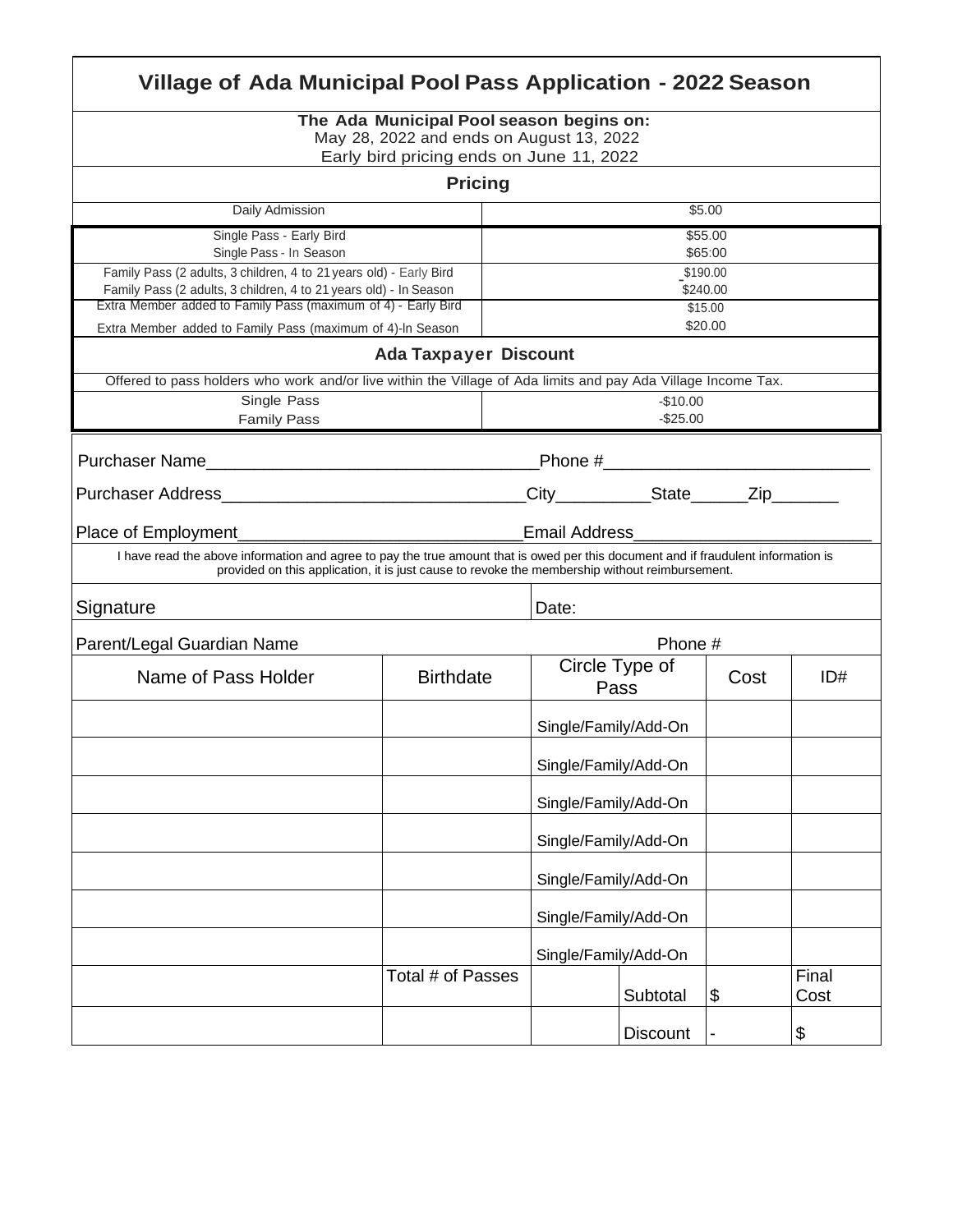# Village of Ada Municipal Pool Pass Application - 2022 Season

**The Ada Municipal Pool season begins on:**
May 28, 2022 and ends on August 13, 2022
Early bird pricing ends on June 11, 2022

## Pricing

| Item | Price |
|---|---|
| Daily Admission | $5.00 |
| Single Pass - Early Bird | $55.00 |
| Single Pass - In Season | $65:00 |
| Family Pass (2 adults, 3 children, 4 to 21 years old) - Early Bird | $190.00 |
| Family Pass (2 adults, 3 children, 4 to 21 years old) - In Season | $240.00 |
| Extra Member added to Family Pass (maximum of 4) - Early Bird | $15.00 |
| Extra Member added to Family Pass (maximum of 4)-In Season | $20.00 |

## Ada Taxpayer Discount

Offered to pass holders who work and/or live within the Village of Ada limits and pay Ada Village Income Tax.

| Pass | Discount |
|---|---|
| Single Pass | -$10.00 |
| Family Pass | -$25.00 |

Purchaser Name__________________________________Phone #___________________________

Purchaser Address_______________________________City__________State______Zip_______

Place of Employment_____________________________Email Address_________________________

I have read the above information and agree to pay the true amount that is owed per this document and if fraudulent information is provided on this application, it is just cause to revoke the membership without reimbursement.

Signature Date:

Parent/Legal Guardian Name Phone #

| Name of Pass Holder | Birthdate | Circle Type of Pass | | Cost | ID# |
|---|---|---|---|---|---|
| | | Single/Family/Add-On | | | |
| | | Single/Family/Add-On | | | |
| | | Single/Family/Add-On | | | |
| | | Single/Family/Add-On | | | |
| | | Single/Family/Add-On | | | |
| | | Single/Family/Add-On | | | |
| | | Single/Family/Add-On | | | |
| | Total # of Passes | | Subtotal | $ | Final Cost |
| | | | Discount | - | $ |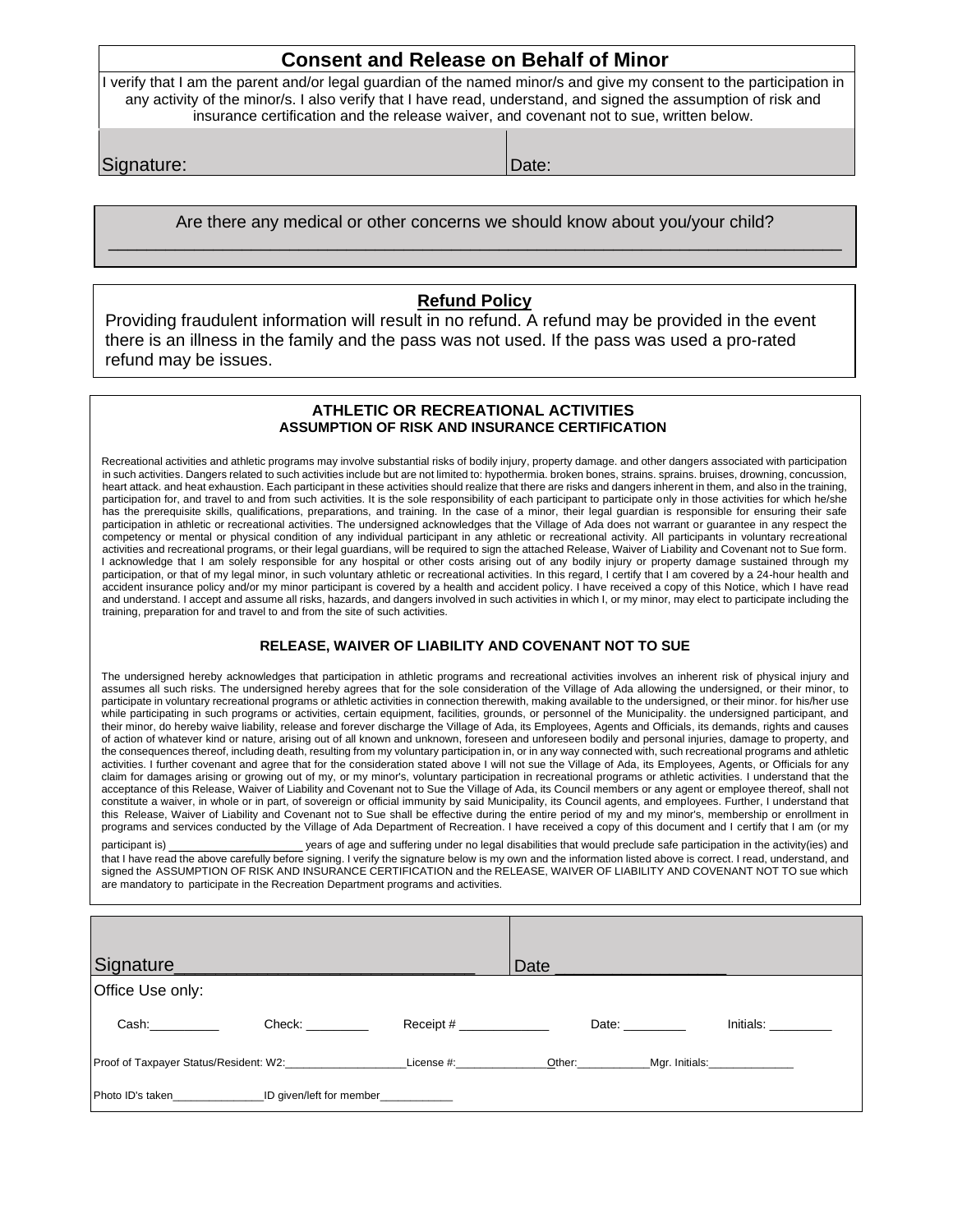## Consent and Release on Behalf of Minor

I verify that I am the parent and/or legal guardian of the named minor/s and give my consent to the participation in any activity of the minor/s. I also verify that I have read, understand, and signed the assumption of risk and insurance certification and the release waiver, and covenant not to sue, written below.

| | |
|---|---|
| Signature: | Date: |

Are there any medical or other concerns we should know about you/your child?

_______________________________________________________________________________

**Refund Policy**

Providing fraudulent information will result in no refund. A refund may be provided in the event there is an illness in the family and the pass was not used. If the pass was used a pro-rated refund may be issues.

### ATHLETIC OR RECREATIONAL ACTIVITIES
### ASSUMPTION OF RISK AND INSURANCE CERTIFICATION

Recreational activities and athletic programs may involve substantial risks of bodily injury, property damage. and other dangers associated with participation in such activities. Dangers related to such activities include but are not limited to: hypothermia. broken bones, strains. sprains. bruises, drowning, concussion, heart attack. and heat exhaustion. Each participant in these activities should realize that there are risks and dangers inherent in them, and also in the training, participation for, and travel to and from such activities. It is the sole responsibility of each participant to participate only in those activities for which he/she has the prerequisite skills, qualifications, preparations, and training. In the case of a minor, their legal guardian is responsible for ensuring their safe participation in athletic or recreational activities. The undersigned acknowledges that the Village of Ada does not warrant or guarantee in any respect the competency or mental or physical condition of any individual participant in any athletic or recreational activity. All participants in voluntary recreational activities and recreational programs, or their legal guardians, will be required to sign the attached Release, Waiver of Liability and Covenant not to Sue form. I acknowledge that I am solely responsible for any hospital or other costs arising out of any bodily injury or property damage sustained through my participation, or that of my legal minor, in such voluntary athletic or recreational activities. In this regard, I certify that I am covered by a 24-hour health and accident insurance policy and/or my minor participant is covered by a health and accident policy. I have received a copy of this Notice, which I have read and understand. I accept and assume all risks, hazards, and dangers involved in such activities in which I, or my minor, may elect to participate including the training, preparation for and travel to and from the site of such activities.

### RELEASE, WAIVER OF LIABILITY AND COVENANT NOT TO SUE

The undersigned hereby acknowledges that participation in athletic programs and recreational activities involves an inherent risk of physical injury and assumes all such risks. The undersigned hereby agrees that for the sole consideration of the Village of Ada allowing the undersigned, or their minor, to participate in voluntary recreational programs or athletic activities in connection therewith, making available to the undersigned, or their minor. for his/her use while participating in such programs or activities, certain equipment, facilities, grounds, or personnel of the Municipality. the undersigned participant, and their minor, do hereby waive liability, release and forever discharge the Village of Ada, its Employees, Agents and Officials, its demands, rights and causes of action of whatever kind or nature, arising out of all known and unknown, foreseen and unforeseen bodily and personal injuries, damage to property, and the consequences thereof, including death, resulting from my voluntary participation in, or in any way connected with, such recreational programs and athletic activities. I further covenant and agree that for the consideration stated above I will not sue the Village of Ada, its Employees, Agents, or Officials for any claim for damages arising or growing out of my, or my minor's, voluntary participation in recreational programs or athletic activities. I understand that the acceptance of this Release, Waiver of Liability and Covenant not to Sue the Village of Ada, its Council members or any agent or employee thereof, shall not constitute a waiver, in whole or in part, of sovereign or official immunity by said Municipality, its Council agents, and employees. Further, I understand that this Release, Waiver of Liability and Covenant not to Sue shall be effective during the entire period of my and my minor's, membership or enrollment in programs and services conducted by the Village of Ada Department of Recreation. I have received a copy of this document and I certify that I am (or my participant is) ____________________ years of age and suffering under no legal disabilities that would preclude safe participation in the activity(ies) and that I have read the above carefully before signing. I verify the signature below is my own and the information listed above is correct. I read, understand, and signed the ASSUMPTION OF RISK AND INSURANCE CERTIFICATION and the RELEASE, WAIVER OF LIABILITY AND COVENANT NOT TO sue which are mandatory to participate in the Recreation Department programs and activities.

| | |
|---|---|
| Signature____________________________ | Date _________________ |

Office Use only:

Cash:__________ Check: _________ Receipt # _____________ Date: _________ Initials: _________

Proof of Taxpayer Status/Resident: W2:___________________License #:______________Other:___________Mgr. Initials:_____________

Photo ID's taken______________ID given/left for member___________